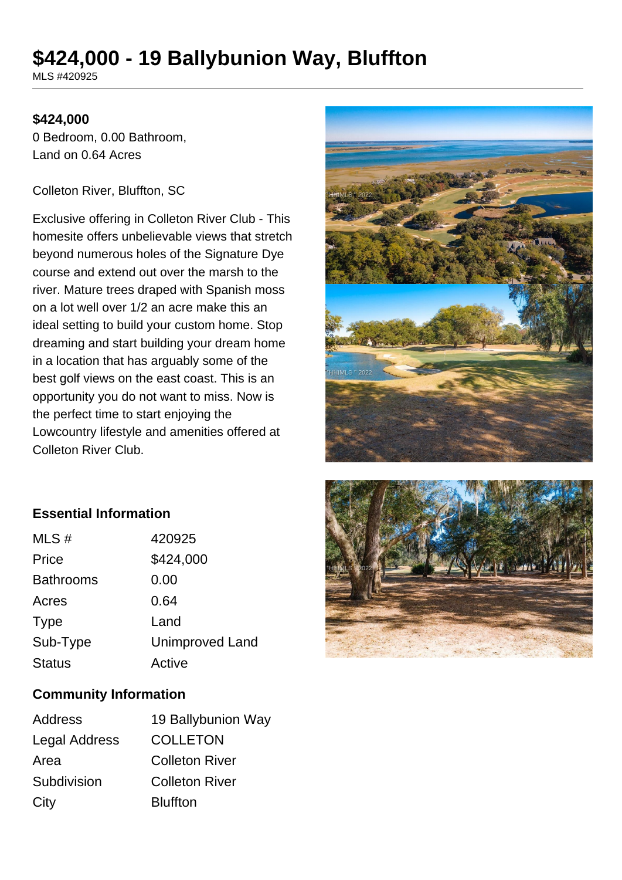# $424,000 - 19 Ballybunion Way, Bluffton

MLS #420925

**$424,000**

0 Bedroom, 0.00 Bathroom,
Land on 0.64 Acres

Colleton River, Bluffton, SC

Exclusive offering in Colleton River Club - This homesite offers unbelievable views that stretch beyond numerous holes of the Signature Dye course and extend out over the marsh to the river. Mature trees draped with Spanish moss on a lot well over 1/2 an acre make this an ideal setting to build your custom home. Stop dreaming and start building your dream home in a location that has arguably some of the best golf views on the east coast. This is an opportunity you do not want to miss. Now is the perfect time to start enjoying the Lowcountry lifestyle and amenities offered at Colleton River Club.

### Essential Information

| | |
|---|---|
| MLS # | 420925 |
| Price | $424,000 |
| Bathrooms | 0.00 |
| Acres | 0.64 |
| Type | Land |
| Sub-Type | Unimproved Land |
| Status | Active |

### Community Information

| | |
|---|---|
| Address | 19 Ballybunion Way |
| Legal Address | COLLETON |
| Area | Colleton River |
| Subdivision | Colleton River |
| City | Bluffton |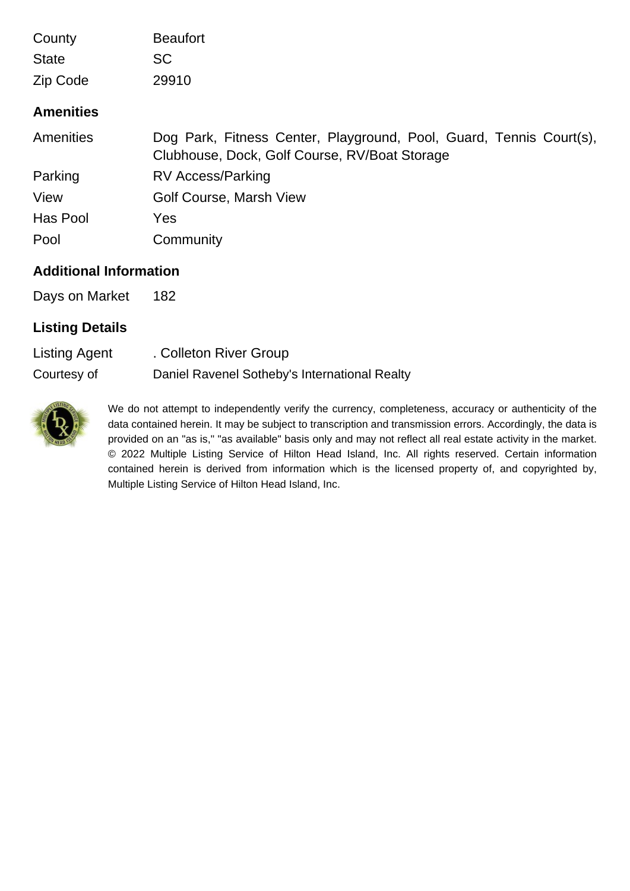| | |
|---|---|
| County | Beaufort |
| State | SC |
| Zip Code | 29910 |

## Amenities

| | |
|---|---|
| Amenities | Dog Park, Fitness Center, Playground, Pool, Guard, Tennis Court(s), Clubhouse, Dock, Golf Course, RV/Boat Storage |
| Parking | RV Access/Parking |
| View | Golf Course, Marsh View |
| Has Pool | Yes |
| Pool | Community |

## Additional Information

| | |
|---|---|
| Days on Market | 182 |

## Listing Details

| | |
|---|---|
| Listing Agent | . Colleton River Group |
| Courtesy of | Daniel Ravenel Sotheby's International Realty |

We do not attempt to independently verify the currency, completeness, accuracy or authenticity of the data contained herein. It may be subject to transcription and transmission errors. Accordingly, the data is provided on an "as is," "as available" basis only and may not reflect all real estate activity in the market. © 2022 Multiple Listing Service of Hilton Head Island, Inc. All rights reserved. Certain information contained herein is derived from information which is the licensed property of, and copyrighted by, Multiple Listing Service of Hilton Head Island, Inc.